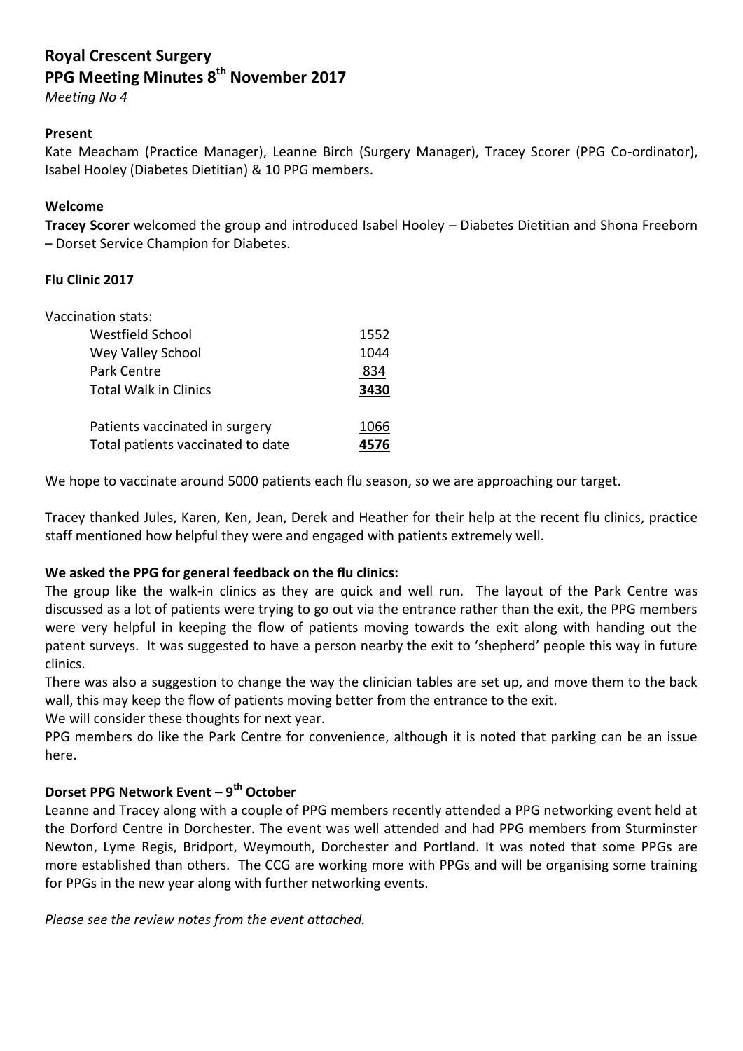# Royal Crescent Surgery
# PPG Meeting Minutes 8th November 2017

*Meeting No 4*

**Present**

Kate Meacham (Practice Manager), Leanne Birch (Surgery Manager), Tracey Scorer (PPG Co-ordinator), Isabel Hooley (Diabetes Dietitian) & 10 PPG members.

**Welcome**

**Tracey Scorer** welcomed the group and introduced Isabel Hooley – Diabetes Dietitian and Shona Freeborn – Dorset Service Champion for Diabetes.

**Flu Clinic 2017**

Vaccination stats:

| | |
|---|---|
| Westfield School | 1552 |
| Wey Valley School | 1044 |
| Park Centre | 834 |
| Total Walk in Clinics | **3430** |
| | |
| Patients vaccinated in surgery | 1066 |
| Total patients vaccinated to date | **4576** |

We hope to vaccinate around 5000 patients each flu season, so we are approaching our target.

Tracey thanked Jules, Karen, Ken, Jean, Derek and Heather for their help at the recent flu clinics, practice staff mentioned how helpful they were and engaged with patients extremely well.

**We asked the PPG for general feedback on the flu clinics:**

The group like the walk-in clinics as they are quick and well run. The layout of the Park Centre was discussed as a lot of patients were trying to go out via the entrance rather than the exit, the PPG members were very helpful in keeping the flow of patients moving towards the exit along with handing out the patent surveys. It was suggested to have a person nearby the exit to 'shepherd' people this way in future clinics.

There was also a suggestion to change the way the clinician tables are set up, and move them to the back wall, this may keep the flow of patients moving better from the entrance to the exit.

We will consider these thoughts for next year.

PPG members do like the Park Centre for convenience, although it is noted that parking can be an issue here.

**Dorset PPG Network Event – 9th October**

Leanne and Tracey along with a couple of PPG members recently attended a PPG networking event held at the Dorford Centre in Dorchester. The event was well attended and had PPG members from Sturminster Newton, Lyme Regis, Bridport, Weymouth, Dorchester and Portland. It was noted that some PPGs are more established than others. The CCG are working more with PPGs and will be organising some training for PPGs in the new year along with further networking events.

*Please see the review notes from the event attached.*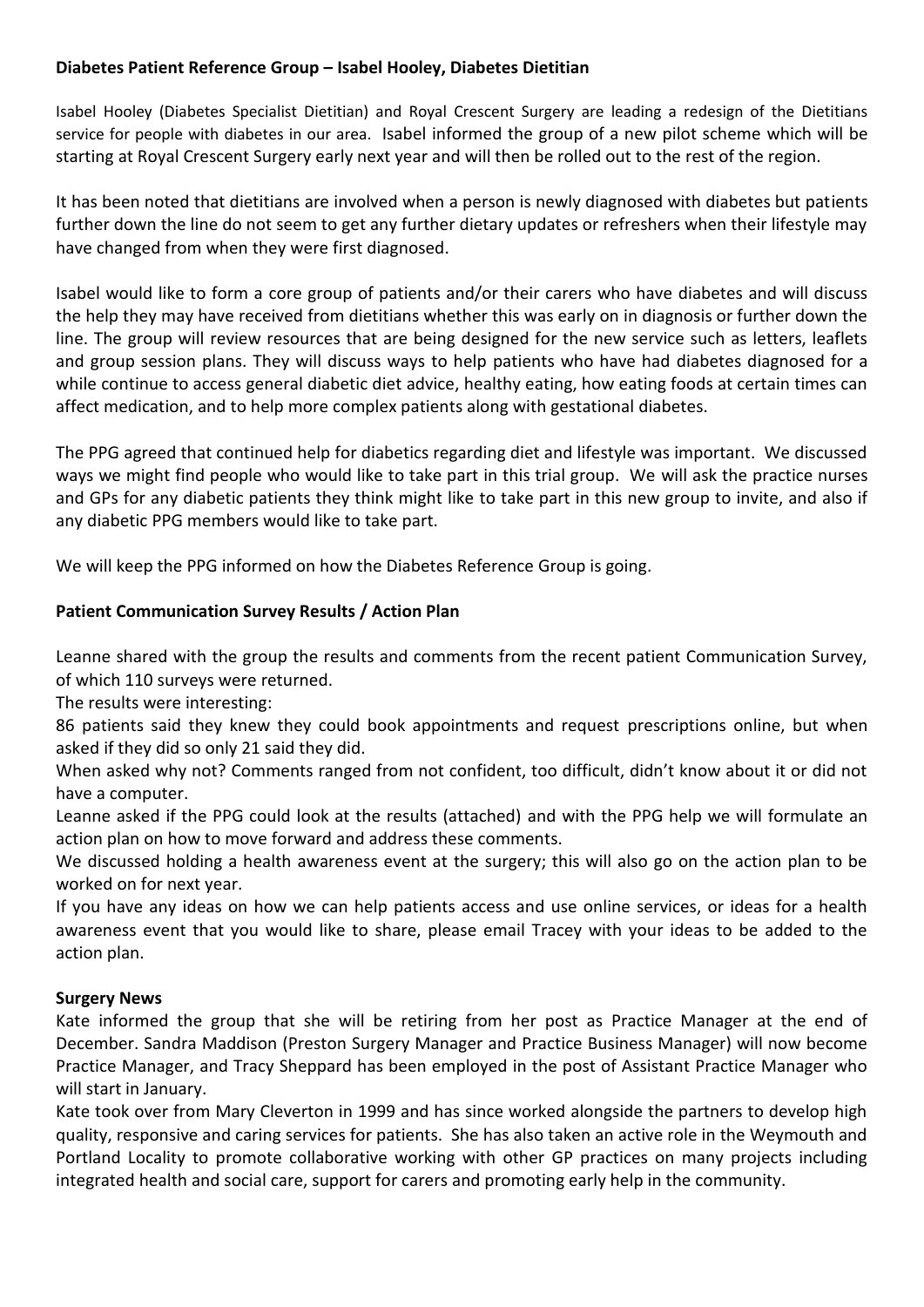**Diabetes Patient Reference Group – Isabel Hooley, Diabetes Dietitian**

Isabel Hooley (Diabetes Specialist Dietitian) and Royal Crescent Surgery are leading a redesign of the Dietitians service for people with diabetes in our area. Isabel informed the group of a new pilot scheme which will be starting at Royal Crescent Surgery early next year and will then be rolled out to the rest of the region.

It has been noted that dietitians are involved when a person is newly diagnosed with diabetes but patients further down the line do not seem to get any further dietary updates or refreshers when their lifestyle may have changed from when they were first diagnosed.

Isabel would like to form a core group of patients and/or their carers who have diabetes and will discuss the help they may have received from dietitians whether this was early on in diagnosis or further down the line. The group will review resources that are being designed for the new service such as letters, leaflets and group session plans. They will discuss ways to help patients who have had diabetes diagnosed for a while continue to access general diabetic diet advice, healthy eating, how eating foods at certain times can affect medication, and to help more complex patients along with gestational diabetes.

The PPG agreed that continued help for diabetics regarding diet and lifestyle was important. We discussed ways we might find people who would like to take part in this trial group. We will ask the practice nurses and GPs for any diabetic patients they think might like to take part in this new group to invite, and also if any diabetic PPG members would like to take part.

We will keep the PPG informed on how the Diabetes Reference Group is going.

**Patient Communication Survey Results / Action Plan**

Leanne shared with the group the results and comments from the recent patient Communication Survey, of which 110 surveys were returned.

The results were interesting:

86 patients said they knew they could book appointments and request prescriptions online, but when asked if they did so only 21 said they did.

When asked why not? Comments ranged from not confident, too difficult, didn't know about it or did not have a computer.

Leanne asked if the PPG could look at the results (attached) and with the PPG help we will formulate an action plan on how to move forward and address these comments.

We discussed holding a health awareness event at the surgery; this will also go on the action plan to be worked on for next year.

If you have any ideas on how we can help patients access and use online services, or ideas for a health awareness event that you would like to share, please email Tracey with your ideas to be added to the action plan.

**Surgery News**

Kate informed the group that she will be retiring from her post as Practice Manager at the end of December. Sandra Maddison (Preston Surgery Manager and Practice Business Manager) will now become Practice Manager, and Tracy Sheppard has been employed in the post of Assistant Practice Manager who will start in January.

Kate took over from Mary Cleverton in 1999 and has since worked alongside the partners to develop high quality, responsive and caring services for patients. She has also taken an active role in the Weymouth and Portland Locality to promote collaborative working with other GP practices on many projects including integrated health and social care, support for carers and promoting early help in the community.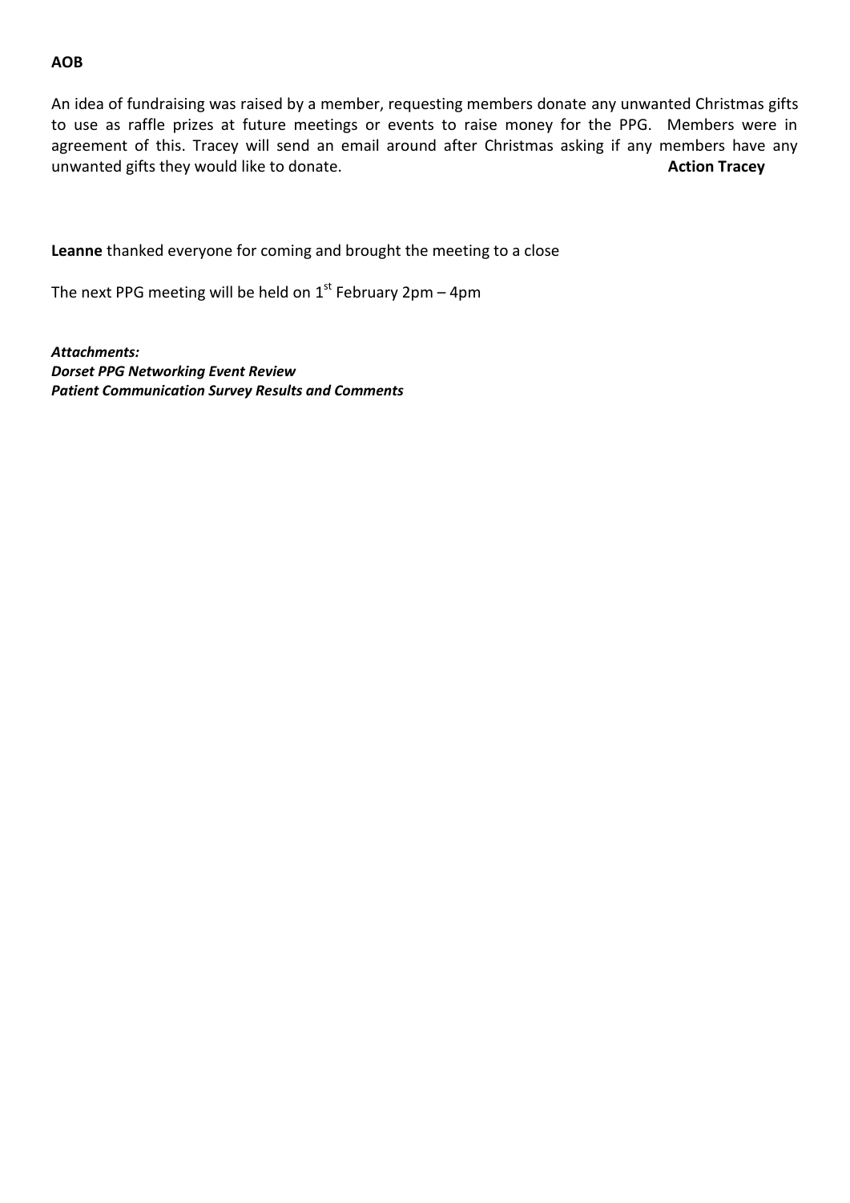**AOB**

An idea of fundraising was raised by a member, requesting members donate any unwanted Christmas gifts to use as raffle prizes at future meetings or events to raise money for the PPG. Members were in agreement of this. Tracey will send an email around after Christmas asking if any members have any unwanted gifts they would like to donate. **Action Tracey**

**Leanne** thanked everyone for coming and brought the meeting to a close

The next PPG meeting will be held on 1st February 2pm – 4pm

***Attachments:***
***Dorset PPG Networking Event Review***
***Patient Communication Survey Results and Comments***